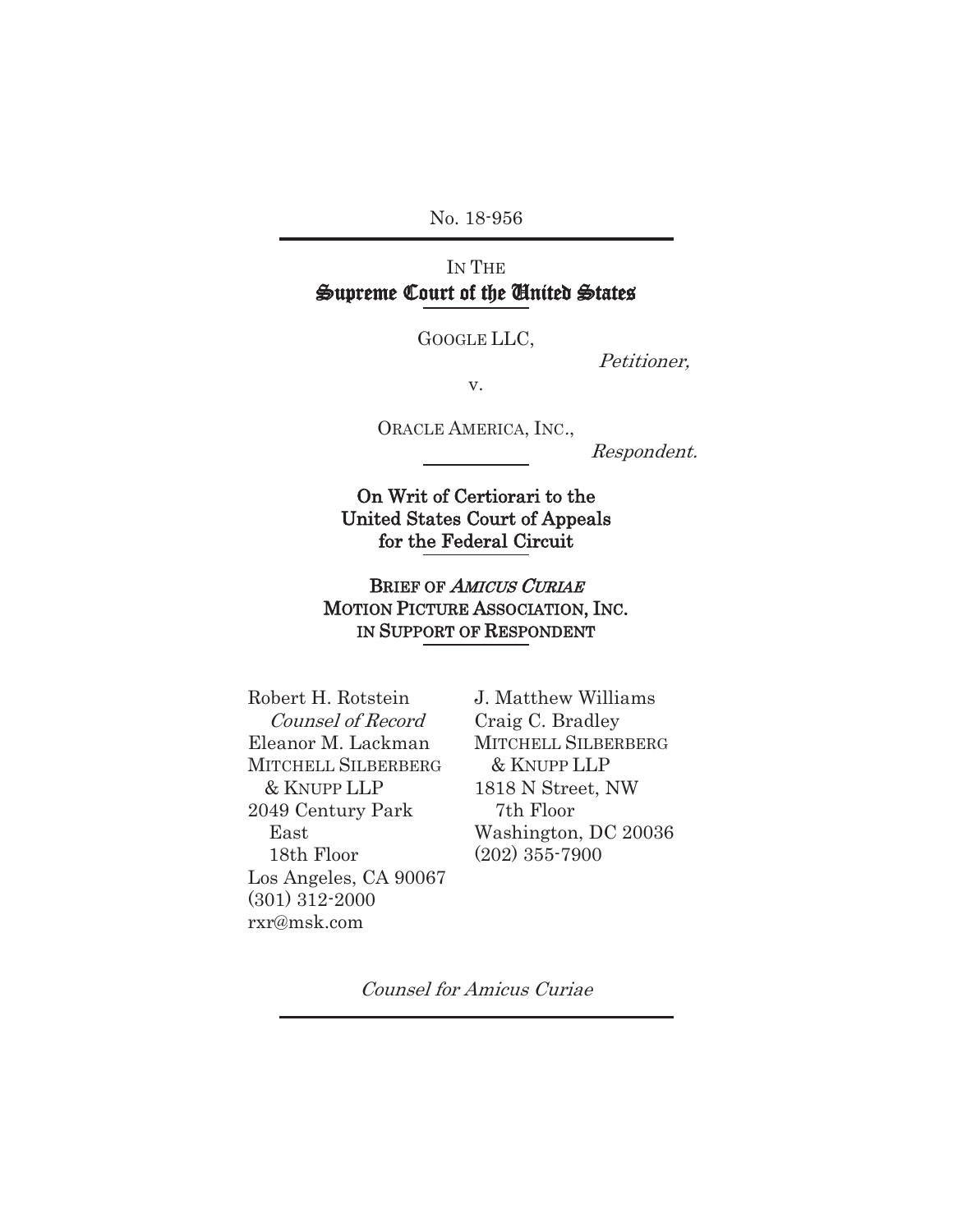No. 18-956

IN THE
**Supreme Court of the United States**

GOOGLE LLC,

*Petitioner,*

v.

ORACLE AMERICA, INC.,

*Respondent.*

**On Writ of Certiorari to the United States Court of Appeals for the Federal Circuit**

**BRIEF OF *AMICUS CURIAE* MOTION PICTURE ASSOCIATION, INC. IN SUPPORT OF RESPONDENT**

Robert H. Rotstein
*Counsel of Record*
Eleanor M. Lackman
MITCHELL SILBERBERG & KNUPP LLP
2049 Century Park East
18th Floor
Los Angeles, CA 90067
(301) 312-2000
rxr@msk.com

J. Matthew Williams
Craig C. Bradley
MITCHELL SILBERBERG & KNUPP LLP
1818 N Street, NW
7th Floor
Washington, DC 20036
(202) 355-7900

*Counsel for Amicus Curiae*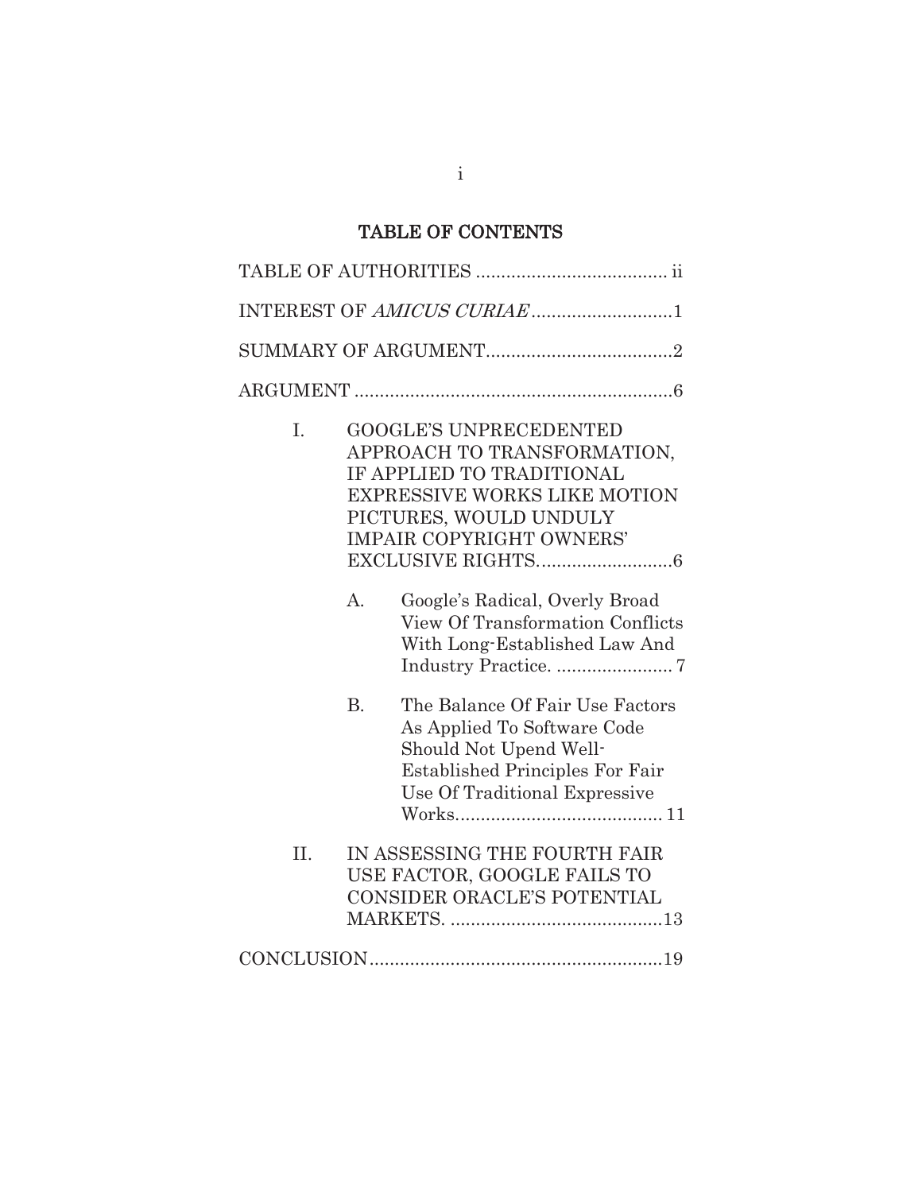# TABLE OF CONTENTS

TABLE OF AUTHORITIES ..................................... ii

INTEREST OF *AMICUS CURIAE* ...........................1

SUMMARY OF ARGUMENT....................................2

ARGUMENT ..............................................................6

I. GOOGLE'S UNPRECEDENTED APPROACH TO TRANSFORMATION, IF APPLIED TO TRADITIONAL EXPRESSIVE WORKS LIKE MOTION PICTURES, WOULD UNDULY IMPAIR COPYRIGHT OWNERS' EXCLUSIVE RIGHTS..........................6

   A. Google's Radical, Overly Broad View Of Transformation Conflicts With Long-Established Law And Industry Practice. ....................... 7

   B. The Balance Of Fair Use Factors As Applied To Software Code Should Not Upend Well-Established Principles For Fair Use Of Traditional Expressive Works......................................... 11

II. IN ASSESSING THE FOURTH FAIR USE FACTOR, GOOGLE FAILS TO CONSIDER ORACLE'S POTENTIAL MARKETS. ..........................................13

CONCLUSION..........................................................19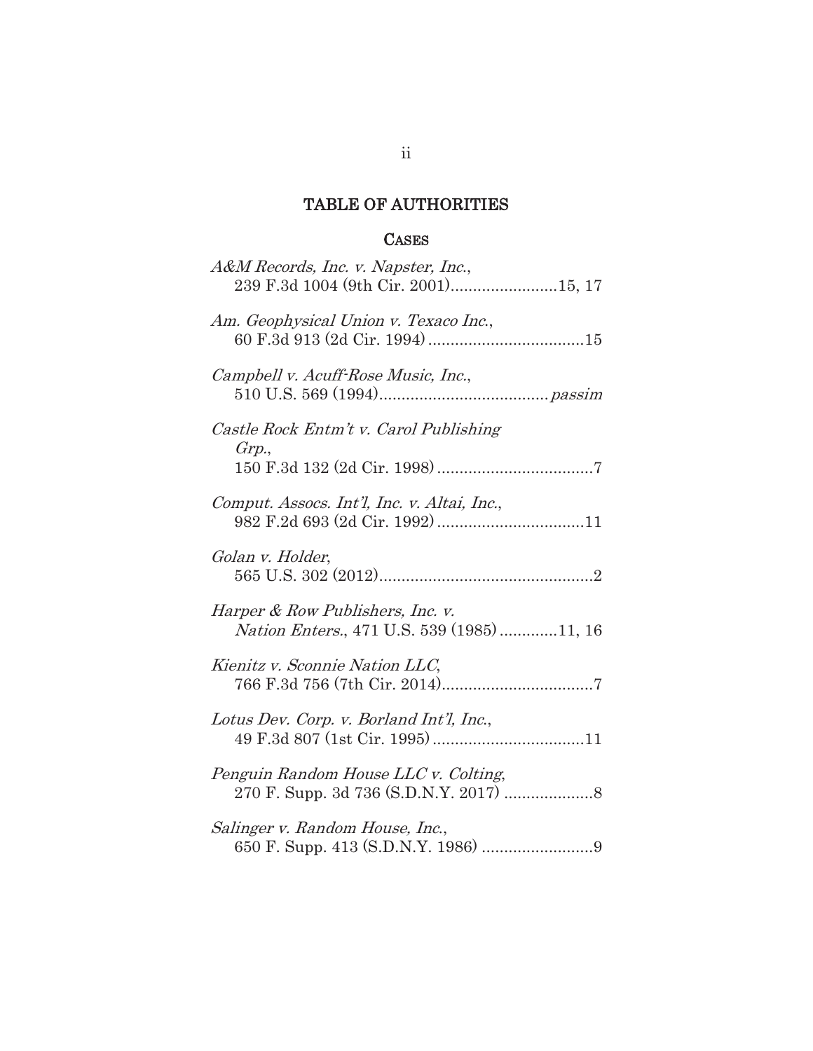# TABLE OF AUTHORITIES

## CASES

*A&M Records, Inc. v. Napster, Inc.*,
239 F.3d 1004 (9th Cir. 2001)........................15, 17

*Am. Geophysical Union v. Texaco Inc.*,
60 F.3d 913 (2d Cir. 1994)...................................15

*Campbell v. Acuff-Rose Music, Inc.*,
510 U.S. 569 (1994)...................................... *passim*

*Castle Rock Entm't v. Carol Publishing Grp.*,
150 F.3d 132 (2d Cir. 1998)...................................7

*Comput. Assocs. Int'l, Inc. v. Altai, Inc.*,
982 F.2d 693 (2d Cir. 1992).................................11

*Golan v. Holder*,
565 U.S. 302 (2012)................................................2

*Harper & Row Publishers, Inc. v. Nation Enters.*, 471 U.S. 539 (1985).............11, 16

*Kienitz v. Sconnie Nation LLC*,
766 F.3d 756 (7th Cir. 2014)..................................7

*Lotus Dev. Corp. v. Borland Int'l, Inc.*,
49 F.3d 807 (1st Cir. 1995)..................................11

*Penguin Random House LLC v. Colting*,
270 F. Supp. 3d 736 (S.D.N.Y. 2017)....................8

*Salinger v. Random House, Inc.*,
650 F. Supp. 413 (S.D.N.Y. 1986).........................9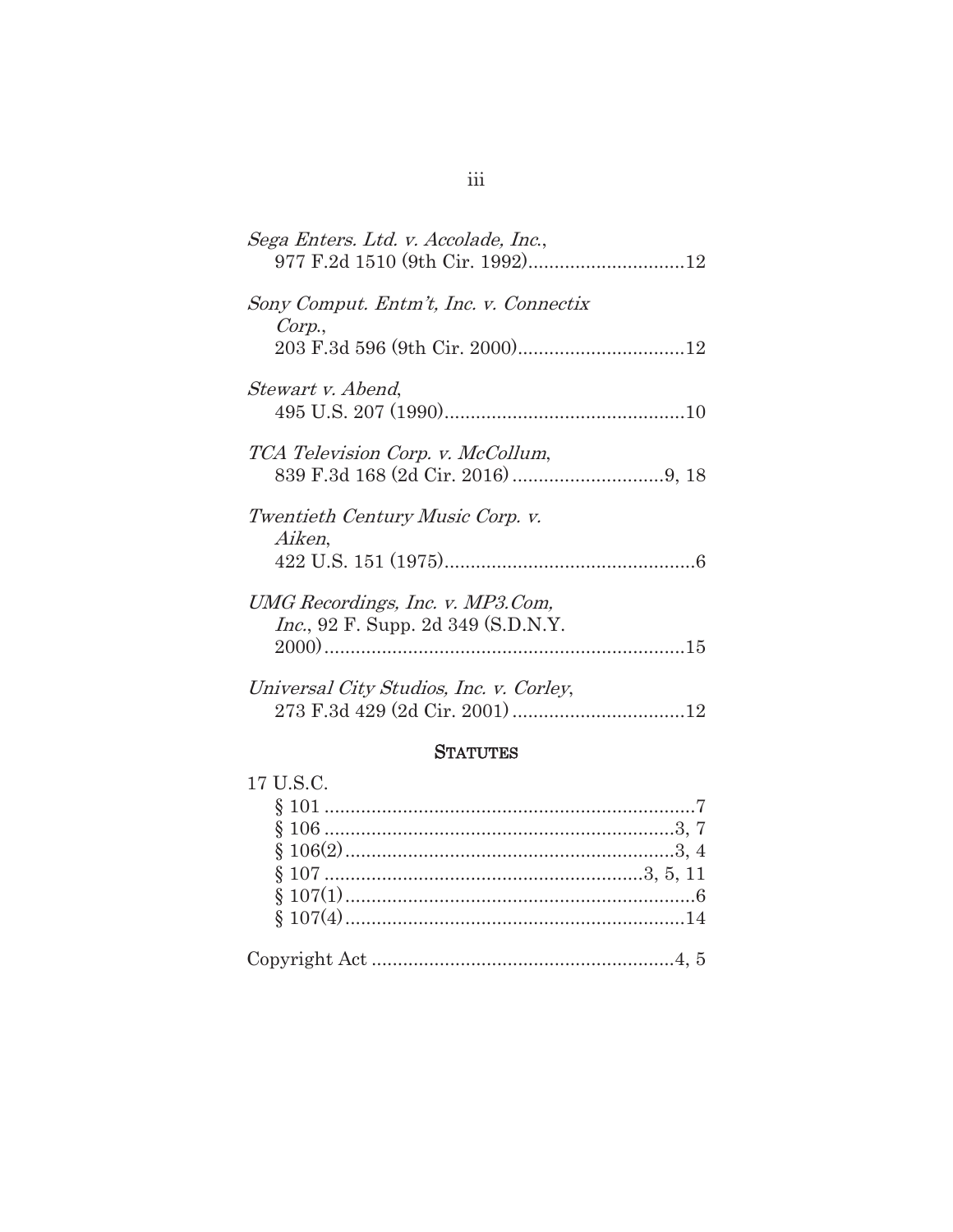*Sega Enters. Ltd. v. Accolade, Inc.*,
977 F.2d 1510 (9th Cir. 1992)..............................12

*Sony Comput. Entm't, Inc. v. Connectix Corp.*,
203 F.3d 596 (9th Cir. 2000)................................12

*Stewart v. Abend*,
495 U.S. 207 (1990)..............................................10

*TCA Television Corp. v. McCollum*,
839 F.3d 168 (2d Cir. 2016) ............................9, 18

*Twentieth Century Music Corp. v. Aiken*,
422 U.S. 151 (1975)................................................6

*UMG Recordings, Inc. v. MP3.Com, Inc.*, 92 F. Supp. 2d 349 (S.D.N.Y. 2000)....................................................................15

*Universal City Studios, Inc. v. Corley*,
273 F.3d 429 (2d Cir. 2001) .................................12

## STATUTES

17 U.S.C.
§ 101 ......................................................................7
§ 106 ...................................................................3, 7
§ 106(2)...............................................................3, 4
§ 107 ............................................................3, 5, 11
§ 107(1)..................................................................6
§ 107(4)................................................................14

Copyright Act .........................................................4, 5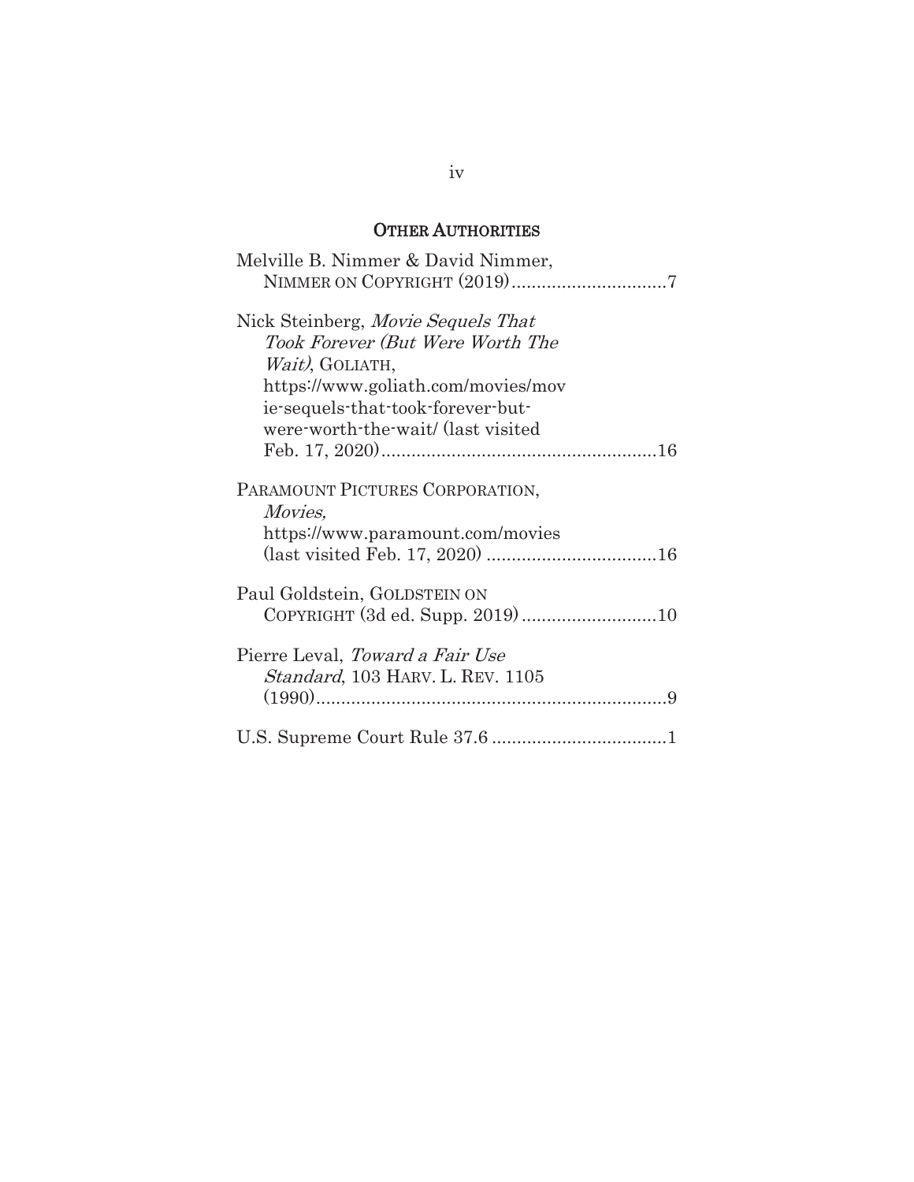## OTHER AUTHORITIES

Melville B. Nimmer & David Nimmer, NIMMER ON COPYRIGHT (2019)...............................7

Nick Steinberg, *Movie Sequels That Took Forever (But Were Worth The Wait)*, GOLIATH, https://www.goliath.com/movies/movie-sequels-that-took-forever-but-were-worth-the-wait/ (last visited Feb. 17, 2020).......................................................16

PARAMOUNT PICTURES CORPORATION, *Movies,* https://www.paramount.com/movies (last visited Feb. 17, 2020) ..................................16

Paul Goldstein, GOLDSTEIN ON COPYRIGHT (3d ed. Supp. 2019)...........................10

Pierre Leval, *Toward a Fair Use Standard*, 103 HARV. L. REV. 1105 (1990)......................................................................9

U.S. Supreme Court Rule 37.6 ...................................1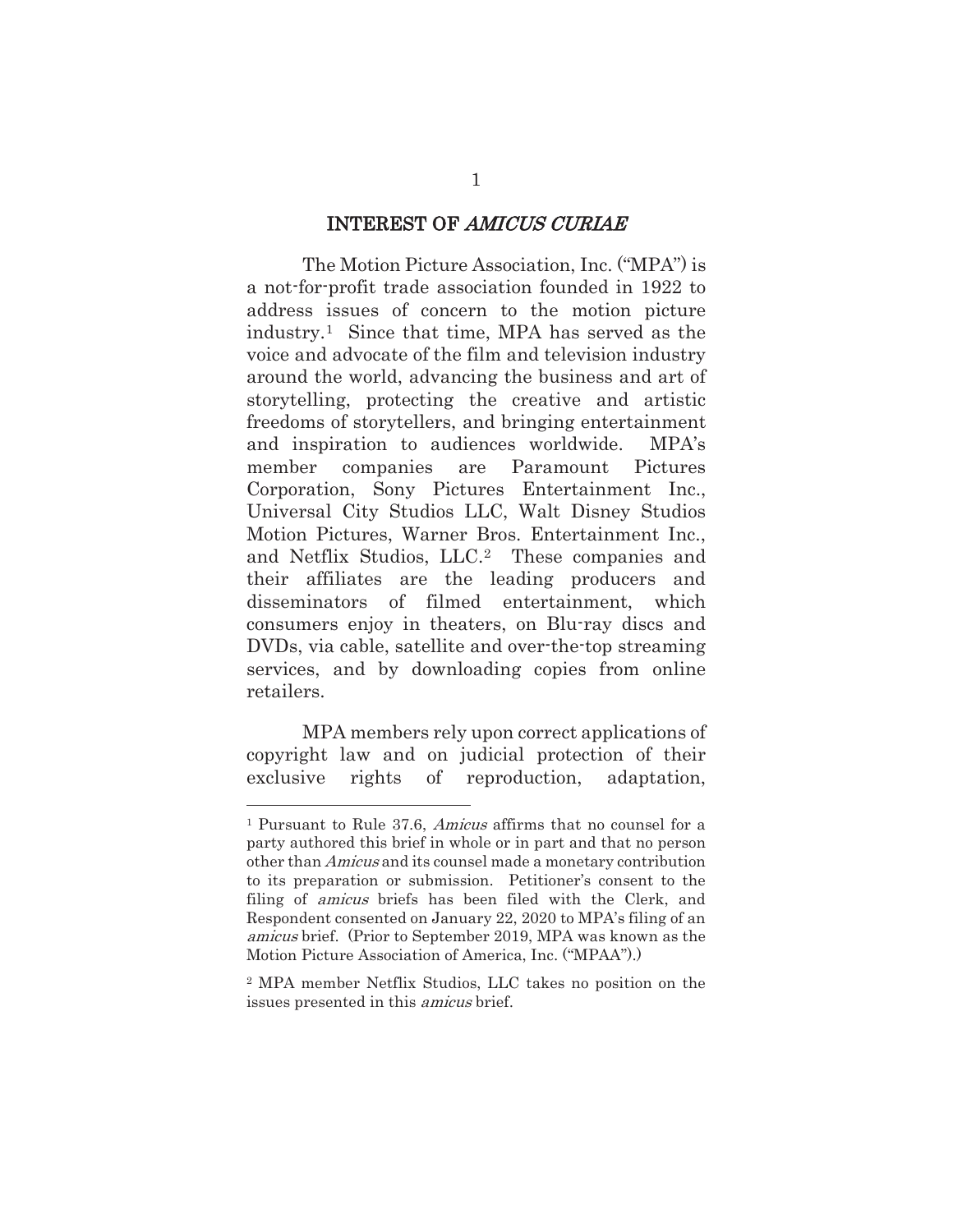# INTEREST OF *AMICUS CURIAE*

The Motion Picture Association, Inc. ("MPA") is a not-for-profit trade association founded in 1922 to address issues of concern to the motion picture industry.[1] Since that time, MPA has served as the voice and advocate of the film and television industry around the world, advancing the business and art of storytelling, protecting the creative and artistic freedoms of storytellers, and bringing entertainment and inspiration to audiences worldwide. MPA's member companies are Paramount Pictures Corporation, Sony Pictures Entertainment Inc., Universal City Studios LLC, Walt Disney Studios Motion Pictures, Warner Bros. Entertainment Inc., and Netflix Studios, LLC.[2] These companies and their affiliates are the leading producers and disseminators of filmed entertainment, which consumers enjoy in theaters, on Blu-ray discs and DVDs, via cable, satellite and over-the-top streaming services, and by downloading copies from online retailers.

MPA members rely upon correct applications of copyright law and on judicial protection of their exclusive rights of reproduction, adaptation,

---

[1] Pursuant to Rule 37.6, *Amicus* affirms that no counsel for a party authored this brief in whole or in part and that no person other than *Amicus* and its counsel made a monetary contribution to its preparation or submission. Petitioner's consent to the filing of *amicus* briefs has been filed with the Clerk, and Respondent consented on January 22, 2020 to MPA's filing of an *amicus* brief. (Prior to September 2019, MPA was known as the Motion Picture Association of America, Inc. ("MPAA").)

[2] MPA member Netflix Studios, LLC takes no position on the issues presented in this *amicus* brief.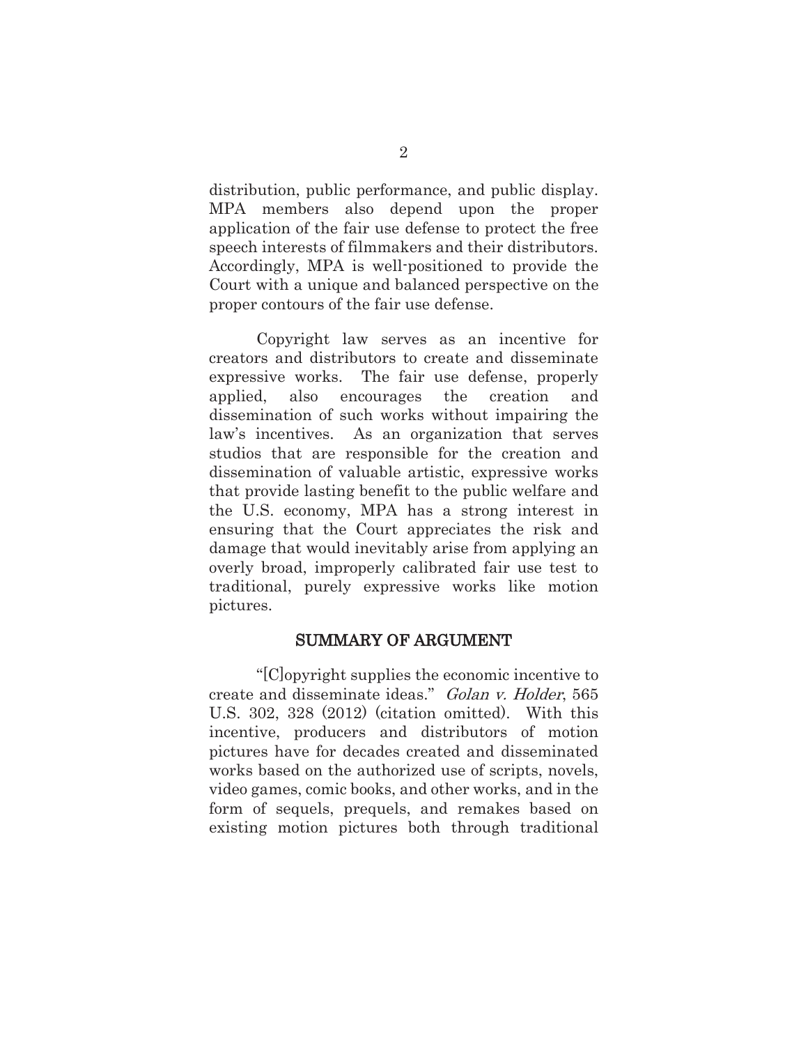distribution, public performance, and public display. MPA members also depend upon the proper application of the fair use defense to protect the free speech interests of filmmakers and their distributors. Accordingly, MPA is well-positioned to provide the Court with a unique and balanced perspective on the proper contours of the fair use defense.

Copyright law serves as an incentive for creators and distributors to create and disseminate expressive works. The fair use defense, properly applied, also encourages the creation and dissemination of such works without impairing the law's incentives. As an organization that serves studios that are responsible for the creation and dissemination of valuable artistic, expressive works that provide lasting benefit to the public welfare and the U.S. economy, MPA has a strong interest in ensuring that the Court appreciates the risk and damage that would inevitably arise from applying an overly broad, improperly calibrated fair use test to traditional, purely expressive works like motion pictures.

## SUMMARY OF ARGUMENT

"[C]opyright supplies the economic incentive to create and disseminate ideas." *Golan v. Holder*, 565 U.S. 302, 328 (2012) (citation omitted). With this incentive, producers and distributors of motion pictures have for decades created and disseminated works based on the authorized use of scripts, novels, video games, comic books, and other works, and in the form of sequels, prequels, and remakes based on existing motion pictures both through traditional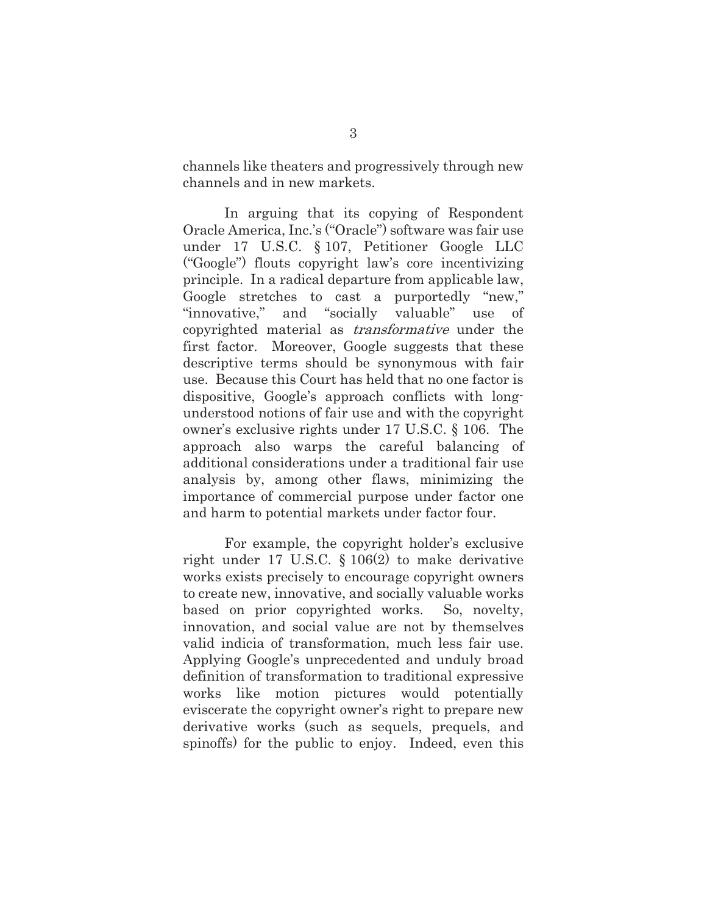channels like theaters and progressively through new channels and in new markets.

In arguing that its copying of Respondent Oracle America, Inc.'s ("Oracle") software was fair use under 17 U.S.C. § 107, Petitioner Google LLC ("Google") flouts copyright law's core incentivizing principle. In a radical departure from applicable law, Google stretches to cast a purportedly "new," "innovative," and "socially valuable" use of copyrighted material as *transformative* under the first factor. Moreover, Google suggests that these descriptive terms should be synonymous with fair use. Because this Court has held that no one factor is dispositive, Google's approach conflicts with long-understood notions of fair use and with the copyright owner's exclusive rights under 17 U.S.C. § 106. The approach also warps the careful balancing of additional considerations under a traditional fair use analysis by, among other flaws, minimizing the importance of commercial purpose under factor one and harm to potential markets under factor four.

For example, the copyright holder's exclusive right under 17 U.S.C. § 106(2) to make derivative works exists precisely to encourage copyright owners to create new, innovative, and socially valuable works based on prior copyrighted works. So, novelty, innovation, and social value are not by themselves valid indicia of transformation, much less fair use. Applying Google's unprecedented and unduly broad definition of transformation to traditional expressive works like motion pictures would potentially eviscerate the copyright owner's right to prepare new derivative works (such as sequels, prequels, and spinoffs) for the public to enjoy. Indeed, even this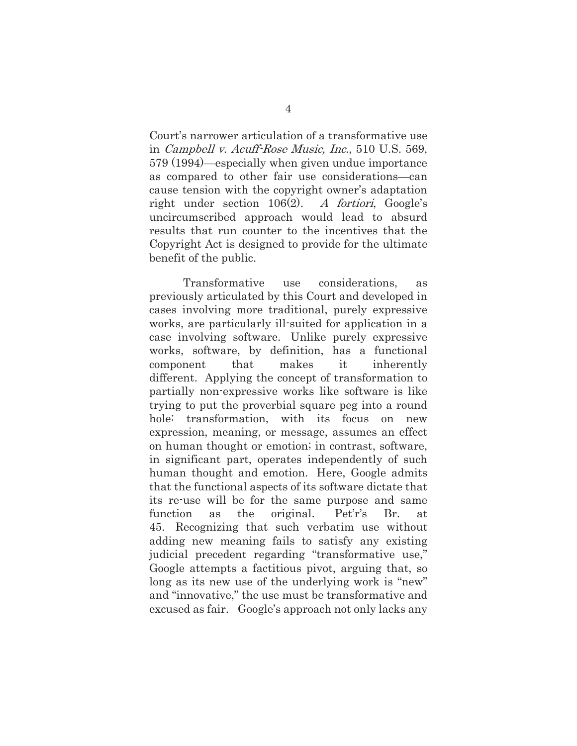Court's narrower articulation of a transformative use in *Campbell v. Acuff-Rose Music, Inc.*, 510 U.S. 569, 579 (1994)—especially when given undue importance as compared to other fair use considerations—can cause tension with the copyright owner's adaptation right under section 106(2). *A fortiori*, Google's uncircumscribed approach would lead to absurd results that run counter to the incentives that the Copyright Act is designed to provide for the ultimate benefit of the public.

Transformative use considerations, as previously articulated by this Court and developed in cases involving more traditional, purely expressive works, are particularly ill-suited for application in a case involving software. Unlike purely expressive works, software, by definition, has a functional component that makes it inherently different. Applying the concept of transformation to partially non-expressive works like software is like trying to put the proverbial square peg into a round hole: transformation, with its focus on new expression, meaning, or message, assumes an effect on human thought or emotion; in contrast, software, in significant part, operates independently of such human thought and emotion. Here, Google admits that the functional aspects of its software dictate that its re-use will be for the same purpose and same function as the original. Pet'r's Br. at 45. Recognizing that such verbatim use without adding new meaning fails to satisfy any existing judicial precedent regarding "transformative use," Google attempts a factitious pivot, arguing that, so long as its new use of the underlying work is "new" and "innovative," the use must be transformative and excused as fair. Google's approach not only lacks any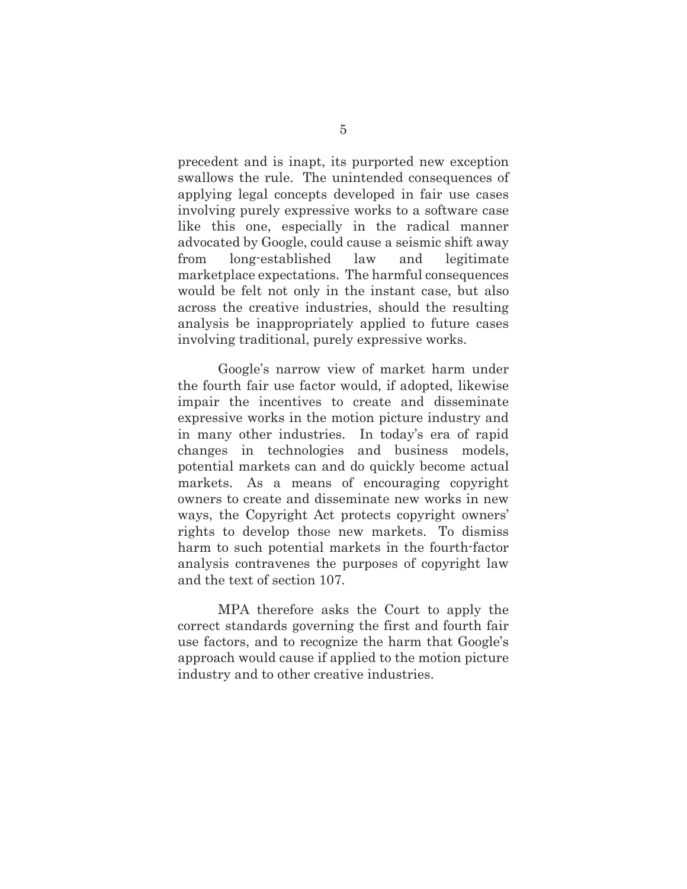precedent and is inapt, its purported new exception swallows the rule. The unintended consequences of applying legal concepts developed in fair use cases involving purely expressive works to a software case like this one, especially in the radical manner advocated by Google, could cause a seismic shift away from long-established law and legitimate marketplace expectations. The harmful consequences would be felt not only in the instant case, but also across the creative industries, should the resulting analysis be inappropriately applied to future cases involving traditional, purely expressive works.

Google's narrow view of market harm under the fourth fair use factor would, if adopted, likewise impair the incentives to create and disseminate expressive works in the motion picture industry and in many other industries. In today's era of rapid changes in technologies and business models, potential markets can and do quickly become actual markets. As a means of encouraging copyright owners to create and disseminate new works in new ways, the Copyright Act protects copyright owners' rights to develop those new markets. To dismiss harm to such potential markets in the fourth-factor analysis contravenes the purposes of copyright law and the text of section 107.

MPA therefore asks the Court to apply the correct standards governing the first and fourth fair use factors, and to recognize the harm that Google's approach would cause if applied to the motion picture industry and to other creative industries.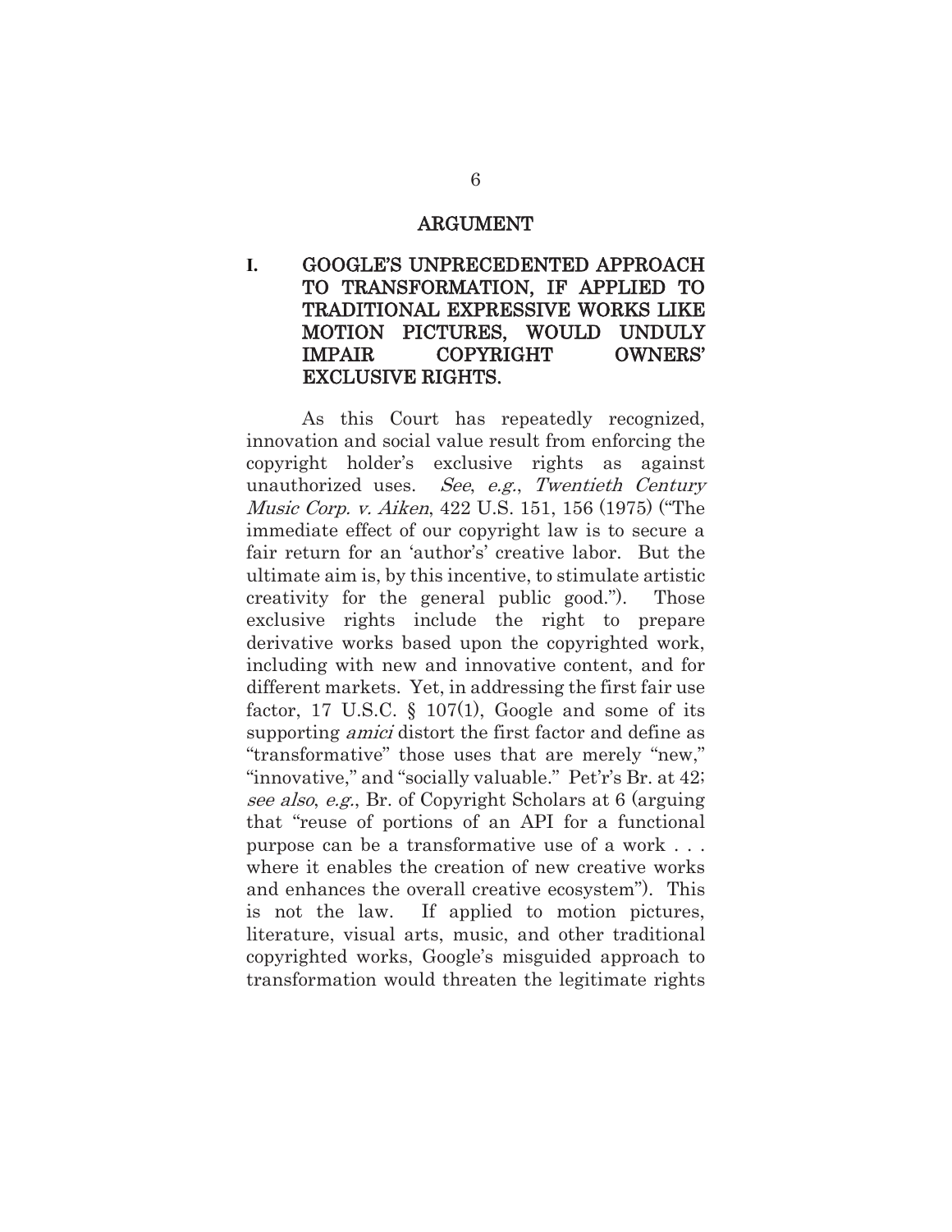## ARGUMENT

### I. GOOGLE'S UNPRECEDENTED APPROACH TO TRANSFORMATION, IF APPLIED TO TRADITIONAL EXPRESSIVE WORKS LIKE MOTION PICTURES, WOULD UNDULY IMPAIR COPYRIGHT OWNERS' EXCLUSIVE RIGHTS.

As this Court has repeatedly recognized, innovation and social value result from enforcing the copyright holder's exclusive rights as against unauthorized uses. *See*, *e.g.*, *Twentieth Century Music Corp. v. Aiken*, 422 U.S. 151, 156 (1975) ("The immediate effect of our copyright law is to secure a fair return for an 'author's' creative labor. But the ultimate aim is, by this incentive, to stimulate artistic creativity for the general public good."). Those exclusive rights include the right to prepare derivative works based upon the copyrighted work, including with new and innovative content, and for different markets. Yet, in addressing the first fair use factor, 17 U.S.C. § 107(1), Google and some of its supporting *amici* distort the first factor and define as "transformative" those uses that are merely "new," "innovative," and "socially valuable." Pet'r's Br. at 42; *see also*, *e.g.*, Br. of Copyright Scholars at 6 (arguing that "reuse of portions of an API for a functional purpose can be a transformative use of a work . . . where it enables the creation of new creative works and enhances the overall creative ecosystem"). This is not the law. If applied to motion pictures, literature, visual arts, music, and other traditional copyrighted works, Google's misguided approach to transformation would threaten the legitimate rights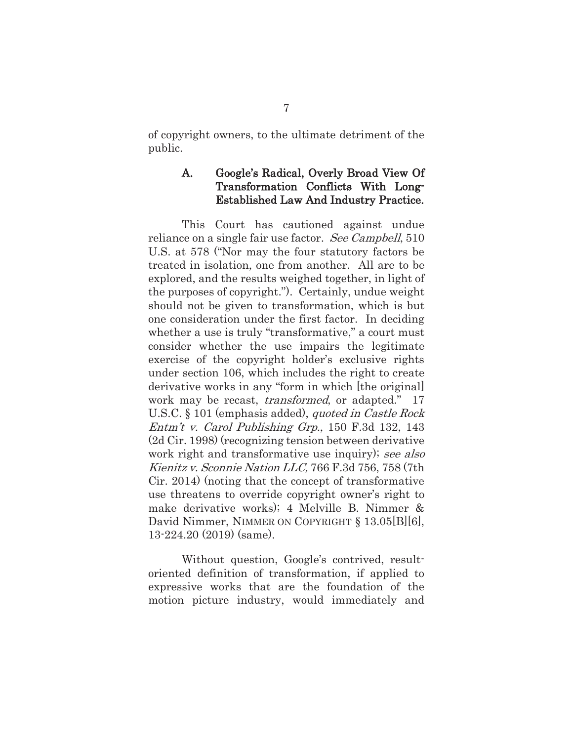of copyright owners, to the ultimate detriment of the public.

### A. Google's Radical, Overly Broad View Of Transformation Conflicts With Long-Established Law And Industry Practice.

This Court has cautioned against undue reliance on a single fair use factor. *See Campbell*, 510 U.S. at 578 ("Nor may the four statutory factors be treated in isolation, one from another. All are to be explored, and the results weighed together, in light of the purposes of copyright."). Certainly, undue weight should not be given to transformation, which is but one consideration under the first factor. In deciding whether a use is truly "transformative," a court must consider whether the use impairs the legitimate exercise of the copyright holder's exclusive rights under section 106, which includes the right to create derivative works in any "form in which [the original] work may be recast, *transformed*, or adapted." 17 U.S.C. § 101 (emphasis added), *quoted in Castle Rock Entm't v. Carol Publishing Grp.*, 150 F.3d 132, 143 (2d Cir. 1998) (recognizing tension between derivative work right and transformative use inquiry); *see also Kienitz v. Sconnie Nation LLC,* 766 F.3d 756, 758 (7th Cir. 2014) (noting that the concept of transformative use threatens to override copyright owner's right to make derivative works); 4 Melville B. Nimmer & David Nimmer, NIMMER ON COPYRIGHT § 13.05[B][6], 13-224.20 (2019) (same).

Without question, Google's contrived, result-oriented definition of transformation, if applied to expressive works that are the foundation of the motion picture industry, would immediately and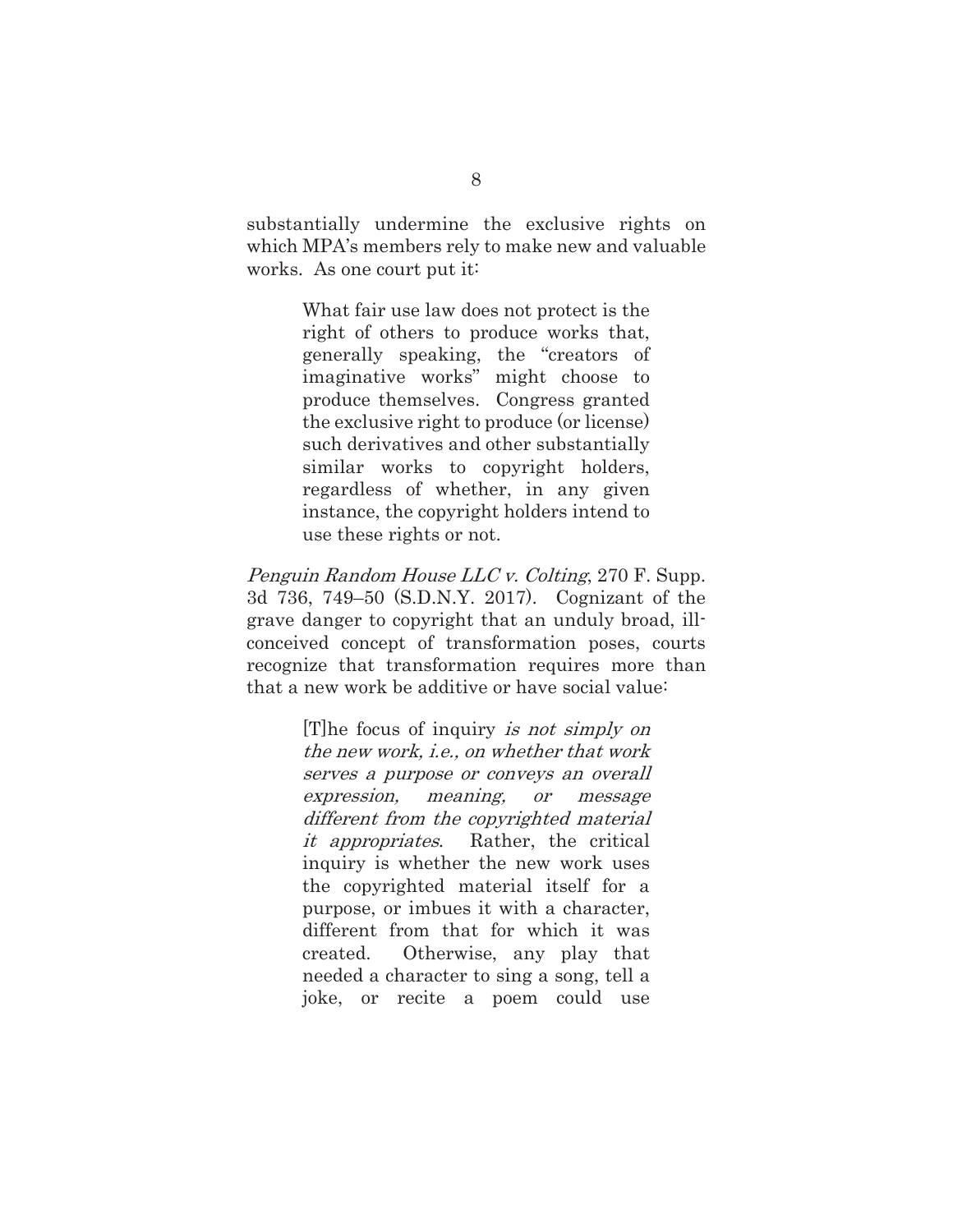substantially undermine the exclusive rights on which MPA's members rely to make new and valuable works. As one court put it:

> What fair use law does not protect is the right of others to produce works that, generally speaking, the "creators of imaginative works" might choose to produce themselves. Congress granted the exclusive right to produce (or license) such derivatives and other substantially similar works to copyright holders, regardless of whether, in any given instance, the copyright holders intend to use these rights or not.

*Penguin Random House LLC v. Colting*, 270 F. Supp. 3d 736, 749–50 (S.D.N.Y. 2017). Cognizant of the grave danger to copyright that an unduly broad, ill-conceived concept of transformation poses, courts recognize that transformation requires more than that a new work be additive or have social value:

> [T]he focus of inquiry *is not simply on the new work, i.e., on whether that work serves a purpose or conveys an overall expression, meaning, or message different from the copyrighted material it appropriates*. Rather, the critical inquiry is whether the new work uses the copyrighted material itself for a purpose, or imbues it with a character, different from that for which it was created. Otherwise, any play that needed a character to sing a song, tell a joke, or recite a poem could use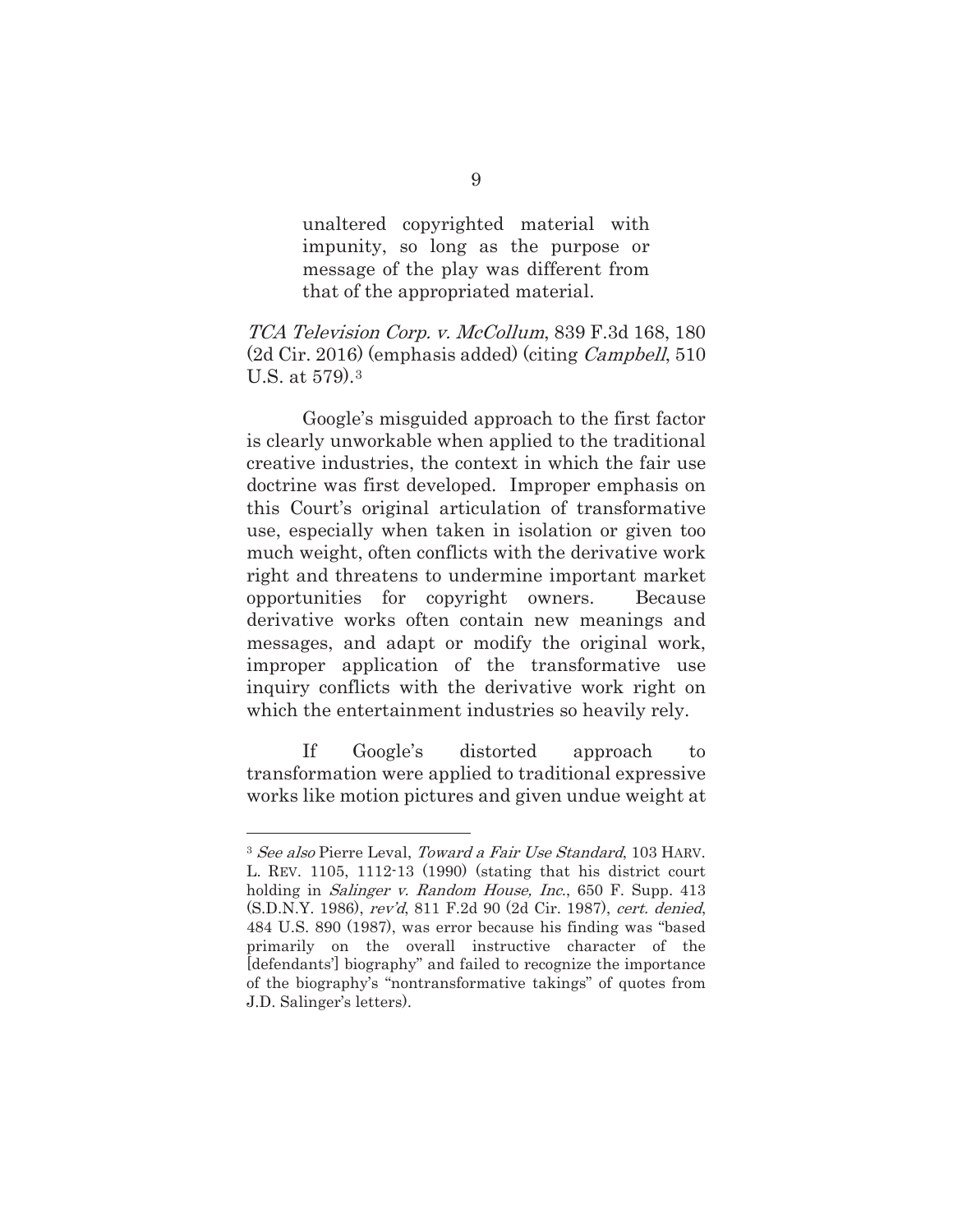> unaltered copyrighted material with impunity, so long as the purpose or message of the play was different from that of the appropriated material.

*TCA Television Corp. v. McCollum*, 839 F.3d 168, 180 (2d Cir. 2016) (emphasis added) (citing *Campbell*, 510 U.S. at 579).[3]

Google's misguided approach to the first factor is clearly unworkable when applied to the traditional creative industries, the context in which the fair use doctrine was first developed. Improper emphasis on this Court's original articulation of transformative use, especially when taken in isolation or given too much weight, often conflicts with the derivative work right and threatens to undermine important market opportunities for copyright owners. Because derivative works often contain new meanings and messages, and adapt or modify the original work, improper application of the transformative use inquiry conflicts with the derivative work right on which the entertainment industries so heavily rely.

If Google's distorted approach to transformation were applied to traditional expressive works like motion pictures and given undue weight at

---

[3] *See also* Pierre Leval, *Toward a Fair Use Standard*, 103 HARV. L. REV. 1105, 1112-13 (1990) (stating that his district court holding in *Salinger v. Random House, Inc.*, 650 F. Supp. 413 (S.D.N.Y. 1986), *rev'd*, 811 F.2d 90 (2d Cir. 1987), *cert. denied*, 484 U.S. 890 (1987), was error because his finding was "based primarily on the overall instructive character of the [defendants'] biography" and failed to recognize the importance of the biography's "nontransformative takings" of quotes from J.D. Salinger's letters).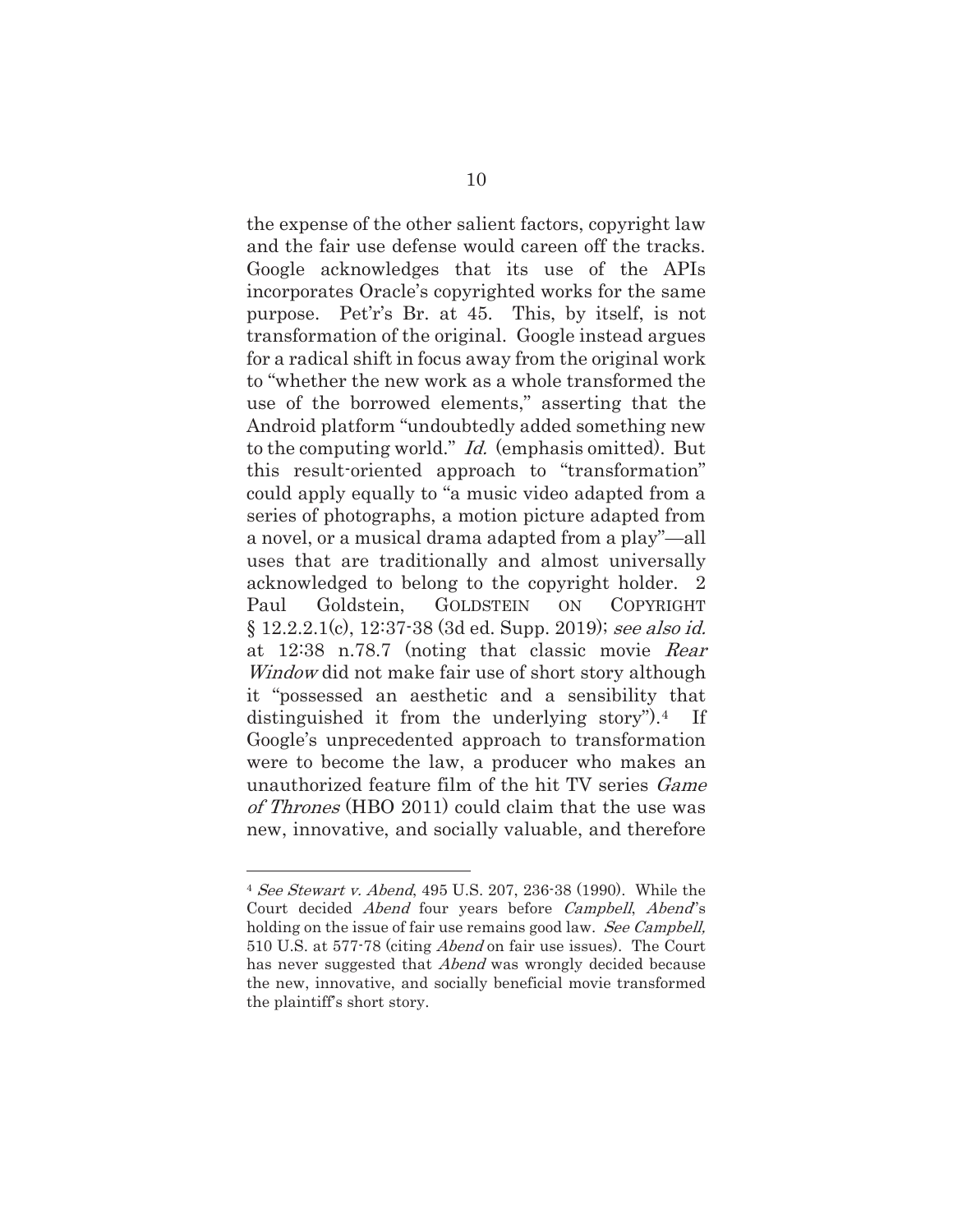the expense of the other salient factors, copyright law and the fair use defense would careen off the tracks. Google acknowledges that its use of the APIs incorporates Oracle's copyrighted works for the same purpose. Pet'r's Br. at 45. This, by itself, is not transformation of the original. Google instead argues for a radical shift in focus away from the original work to "whether the new work as a whole transformed the use of the borrowed elements," asserting that the Android platform "undoubtedly added something new to the computing world." *Id.* (emphasis omitted). But this result-oriented approach to "transformation" could apply equally to "a music video adapted from a series of photographs, a motion picture adapted from a novel, or a musical drama adapted from a play"—all uses that are traditionally and almost universally acknowledged to belong to the copyright holder. 2 Paul Goldstein, GOLDSTEIN ON COPYRIGHT § 12.2.2.1(c), 12:37-38 (3d ed. Supp. 2019); *see also id.* at 12:38 n.78.7 (noting that classic movie *Rear Window* did not make fair use of short story although it "possessed an aesthetic and a sensibility that distinguished it from the underlying story").[4] If Google's unprecedented approach to transformation were to become the law, a producer who makes an unauthorized feature film of the hit TV series *Game of Thrones* (HBO 2011) could claim that the use was new, innovative, and socially valuable, and therefore

---

[4] *See Stewart v. Abend*, 495 U.S. 207, 236-38 (1990). While the Court decided *Abend* four years before *Campbell*, *Abend*'s holding on the issue of fair use remains good law. *See Campbell,* 510 U.S. at 577-78 (citing *Abend* on fair use issues). The Court has never suggested that *Abend* was wrongly decided because the new, innovative, and socially beneficial movie transformed the plaintiff's short story.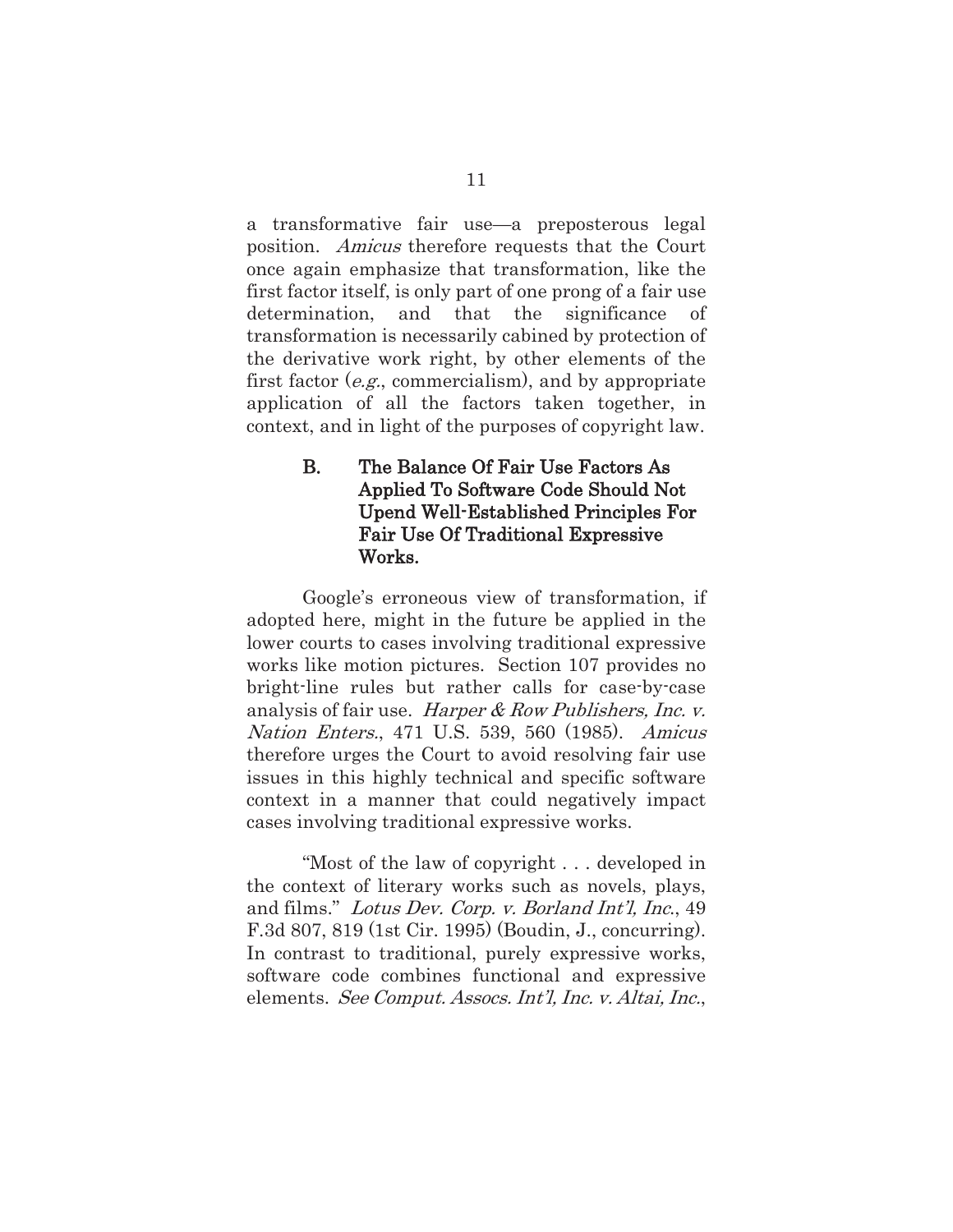a transformative fair use—a preposterous legal position. *Amicus* therefore requests that the Court once again emphasize that transformation, like the first factor itself, is only part of one prong of a fair use determination, and that the significance of transformation is necessarily cabined by protection of the derivative work right, by other elements of the first factor (*e.g.*, commercialism), and by appropriate application of all the factors taken together, in context, and in light of the purposes of copyright law.

### B. The Balance Of Fair Use Factors As Applied To Software Code Should Not Upend Well-Established Principles For Fair Use Of Traditional Expressive Works.

Google's erroneous view of transformation, if adopted here, might in the future be applied in the lower courts to cases involving traditional expressive works like motion pictures. Section 107 provides no bright-line rules but rather calls for case-by-case analysis of fair use. *Harper & Row Publishers, Inc. v. Nation Enters.*, 471 U.S. 539, 560 (1985). *Amicus* therefore urges the Court to avoid resolving fair use issues in this highly technical and specific software context in a manner that could negatively impact cases involving traditional expressive works.

"Most of the law of copyright . . . developed in the context of literary works such as novels, plays, and films." *Lotus Dev. Corp. v. Borland Int'l, Inc.*, 49 F.3d 807, 819 (1st Cir. 1995) (Boudin, J., concurring). In contrast to traditional, purely expressive works, software code combines functional and expressive elements. *See Comput. Assocs. Int'l, Inc. v. Altai, Inc.*,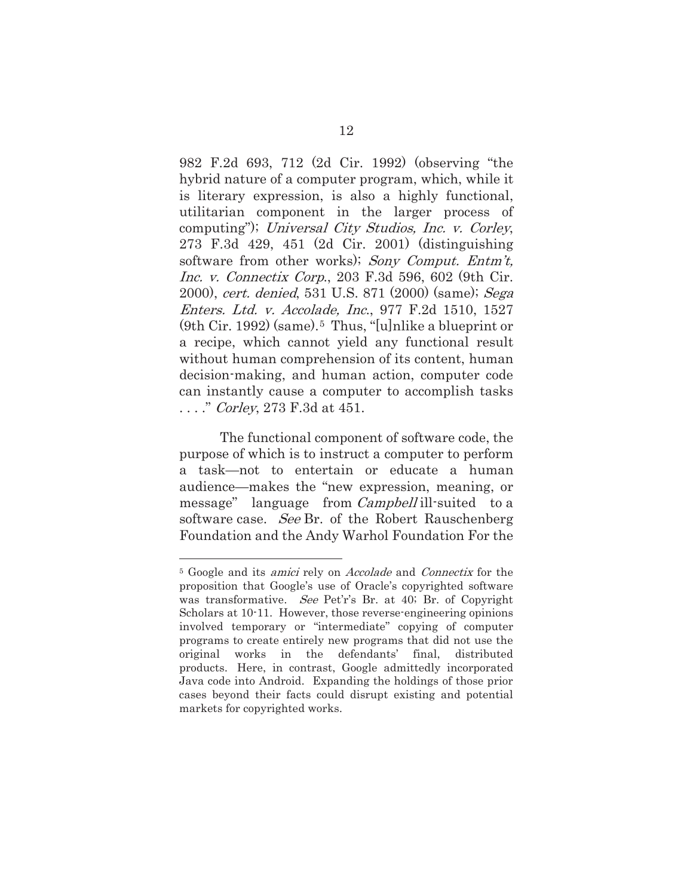982 F.2d 693, 712 (2d Cir. 1992) (observing "the hybrid nature of a computer program, which, while it is literary expression, is also a highly functional, utilitarian component in the larger process of computing"); *Universal City Studios, Inc. v. Corley*, 273 F.3d 429, 451 (2d Cir. 2001) (distinguishing software from other works); *Sony Comput. Entm't, Inc. v. Connectix Corp.*, 203 F.3d 596, 602 (9th Cir. 2000), *cert. denied*, 531 U.S. 871 (2000) (same); *Sega Enters. Ltd. v. Accolade, Inc.*, 977 F.2d 1510, 1527 (9th Cir. 1992) (same).[5] Thus, "[u]nlike a blueprint or a recipe, which cannot yield any functional result without human comprehension of its content, human decision-making, and human action, computer code can instantly cause a computer to accomplish tasks . . . ." *Corley*, 273 F.3d at 451.

The functional component of software code, the purpose of which is to instruct a computer to perform a task—not to entertain or educate a human audience—makes the "new expression, meaning, or message" language from *Campbell* ill-suited to a software case. *See* Br. of the Robert Rauschenberg Foundation and the Andy Warhol Foundation For the

---

[5] Google and its *amici* rely on *Accolade* and *Connectix* for the proposition that Google's use of Oracle's copyrighted software was transformative. *See* Pet'r's Br. at 40; Br. of Copyright Scholars at 10-11. However, those reverse-engineering opinions involved temporary or "intermediate" copying of computer programs to create entirely new programs that did not use the original works in the defendants' final, distributed products. Here, in contrast, Google admittedly incorporated Java code into Android. Expanding the holdings of those prior cases beyond their facts could disrupt existing and potential markets for copyrighted works.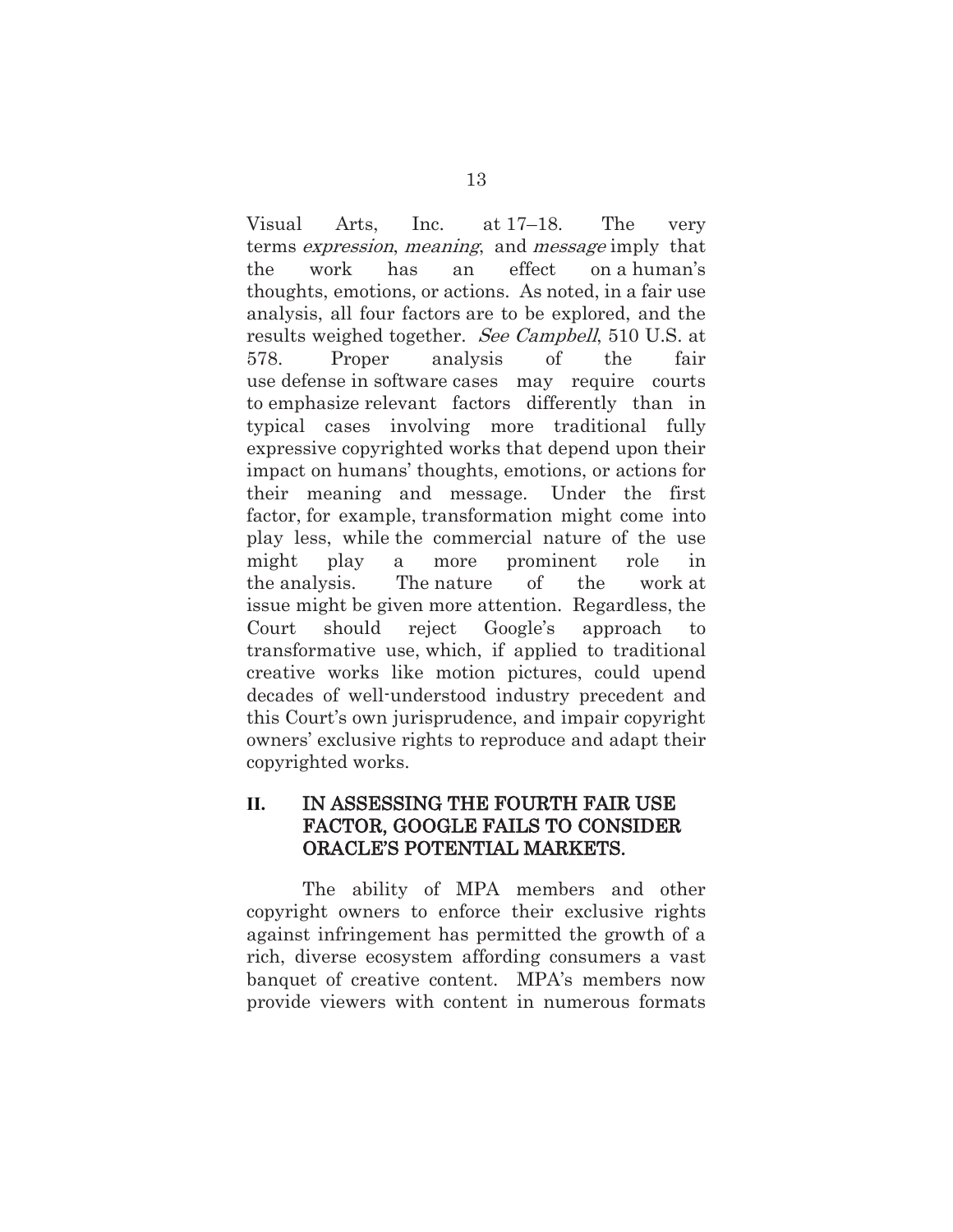Visual Arts, Inc. at 17–18. The very terms *expression*, *meaning*, and *message* imply that the work has an effect on a human's thoughts, emotions, or actions. As noted, in a fair use analysis, all four factors are to be explored, and the results weighed together. *See Campbell*, 510 U.S. at 578. Proper analysis of the fair use defense in software cases may require courts to emphasize relevant factors differently than in typical cases involving more traditional fully expressive copyrighted works that depend upon their impact on humans' thoughts, emotions, or actions for their meaning and message. Under the first factor, for example, transformation might come into play less, while the commercial nature of the use might play a more prominent role in the analysis. The nature of the work at issue might be given more attention. Regardless, the Court should reject Google's approach to transformative use, which, if applied to traditional creative works like motion pictures, could upend decades of well-understood industry precedent and this Court's own jurisprudence, and impair copyright owners' exclusive rights to reproduce and adapt their copyrighted works.

## II. IN ASSESSING THE FOURTH FAIR USE FACTOR, GOOGLE FAILS TO CONSIDER ORACLE'S POTENTIAL MARKETS.

The ability of MPA members and other copyright owners to enforce their exclusive rights against infringement has permitted the growth of a rich, diverse ecosystem affording consumers a vast banquet of creative content. MPA's members now provide viewers with content in numerous formats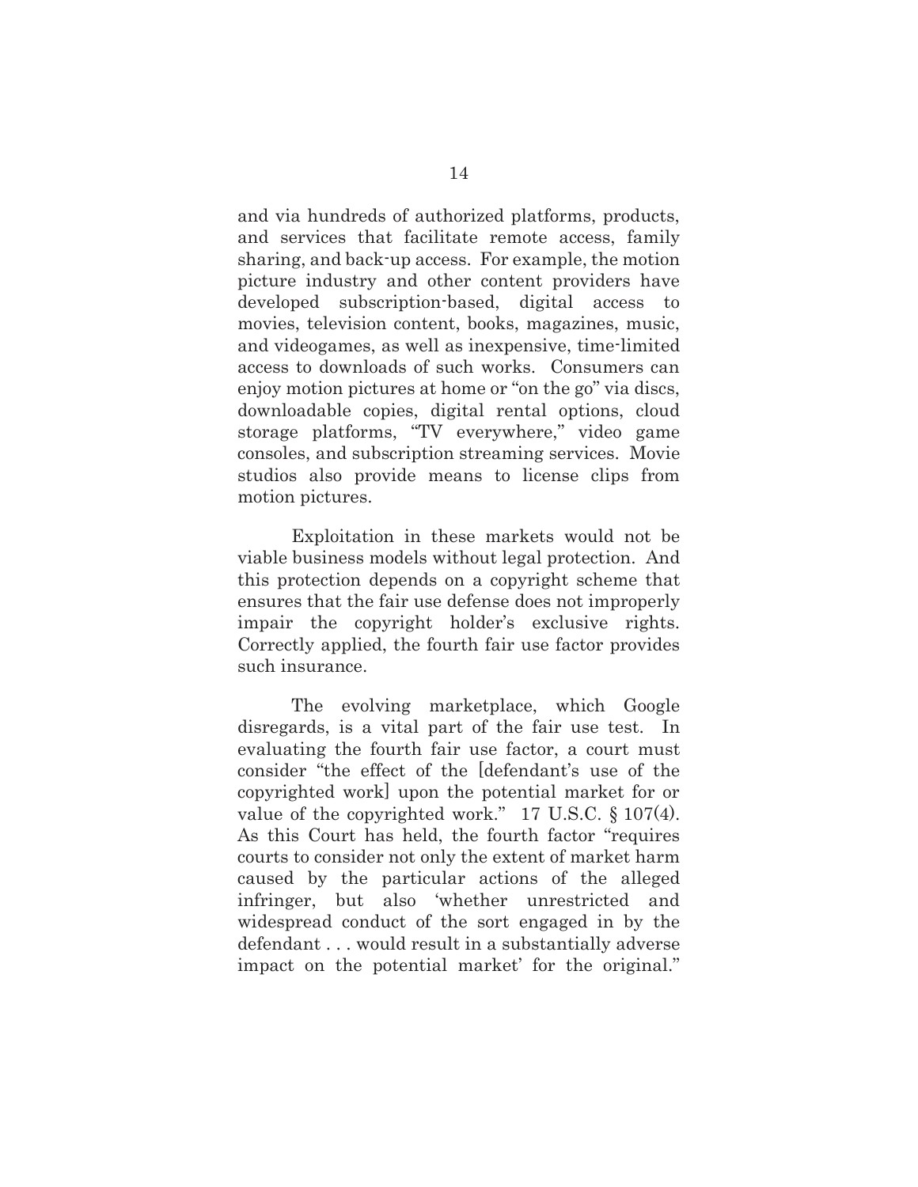and via hundreds of authorized platforms, products, and services that facilitate remote access, family sharing, and back-up access. For example, the motion picture industry and other content providers have developed subscription-based, digital access to movies, television content, books, magazines, music, and videogames, as well as inexpensive, time-limited access to downloads of such works. Consumers can enjoy motion pictures at home or "on the go" via discs, downloadable copies, digital rental options, cloud storage platforms, "TV everywhere," video game consoles, and subscription streaming services. Movie studios also provide means to license clips from motion pictures.

Exploitation in these markets would not be viable business models without legal protection. And this protection depends on a copyright scheme that ensures that the fair use defense does not improperly impair the copyright holder's exclusive rights. Correctly applied, the fourth fair use factor provides such insurance.

The evolving marketplace, which Google disregards, is a vital part of the fair use test. In evaluating the fourth fair use factor, a court must consider "the effect of the [defendant's use of the copyrighted work] upon the potential market for or value of the copyrighted work." 17 U.S.C. § 107(4). As this Court has held, the fourth factor "requires courts to consider not only the extent of market harm caused by the particular actions of the alleged infringer, but also 'whether unrestricted and widespread conduct of the sort engaged in by the defendant . . . would result in a substantially adverse impact on the potential market' for the original."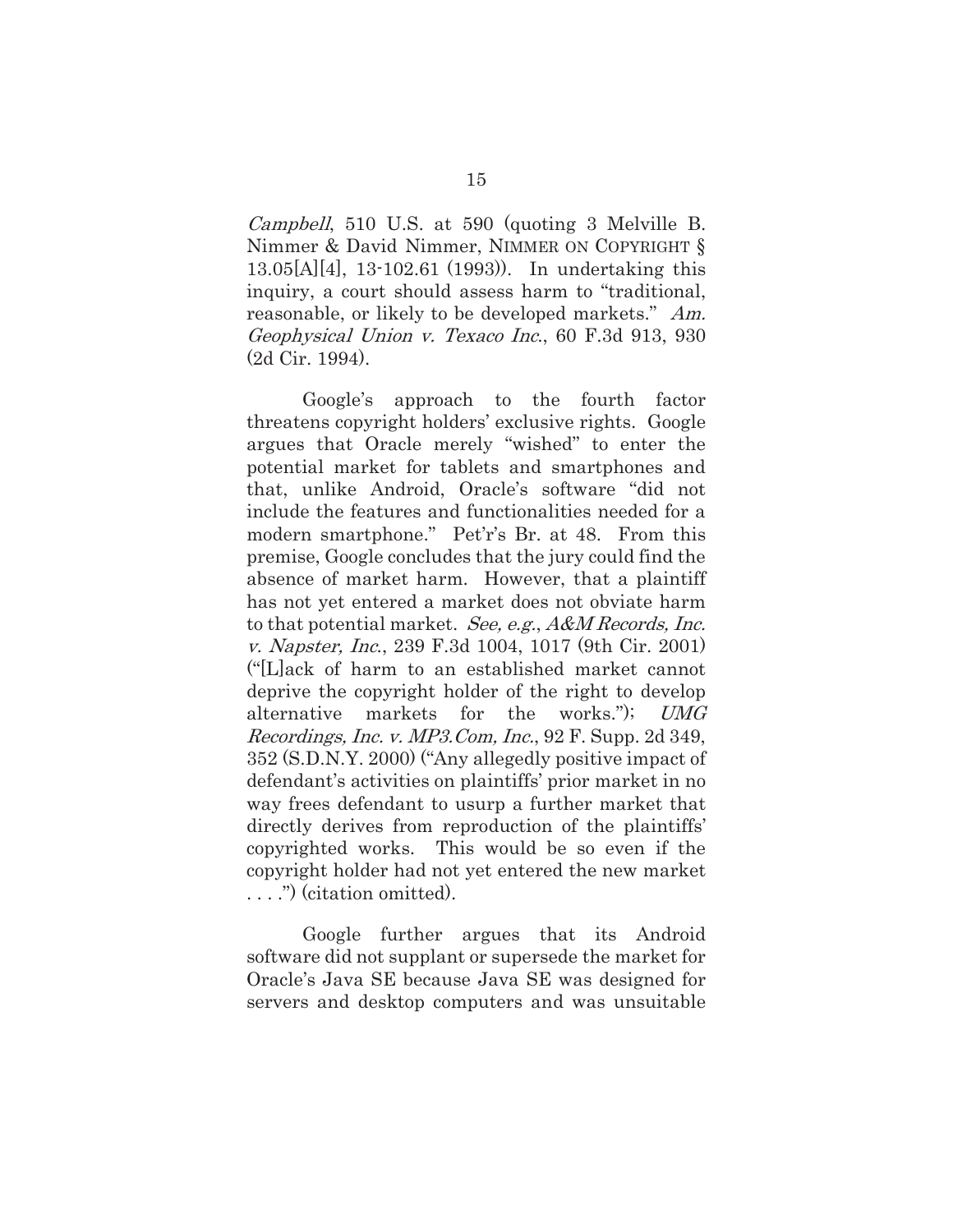*Campbell*, 510 U.S. at 590 (quoting 3 Melville B. Nimmer & David Nimmer, NIMMER ON COPYRIGHT § 13.05[A][4], 13-102.61 (1993)). In undertaking this inquiry, a court should assess harm to "traditional, reasonable, or likely to be developed markets." *Am. Geophysical Union v. Texaco Inc.*, 60 F.3d 913, 930 (2d Cir. 1994).

Google's approach to the fourth factor threatens copyright holders' exclusive rights. Google argues that Oracle merely "wished" to enter the potential market for tablets and smartphones and that, unlike Android, Oracle's software "did not include the features and functionalities needed for a modern smartphone." Pet'r's Br. at 48. From this premise, Google concludes that the jury could find the absence of market harm. However, that a plaintiff has not yet entered a market does not obviate harm to that potential market. *See, e.g.*, *A&M Records, Inc. v. Napster, Inc.*, 239 F.3d 1004, 1017 (9th Cir. 2001) ("[L]ack of harm to an established market cannot deprive the copyright holder of the right to develop alternative markets for the works."); *UMG Recordings, Inc. v. MP3.Com, Inc.*, 92 F. Supp. 2d 349, 352 (S.D.N.Y. 2000) ("Any allegedly positive impact of defendant's activities on plaintiffs' prior market in no way frees defendant to usurp a further market that directly derives from reproduction of the plaintiffs' copyrighted works. This would be so even if the copyright holder had not yet entered the new market . . . .") (citation omitted).

Google further argues that its Android software did not supplant or supersede the market for Oracle's Java SE because Java SE was designed for servers and desktop computers and was unsuitable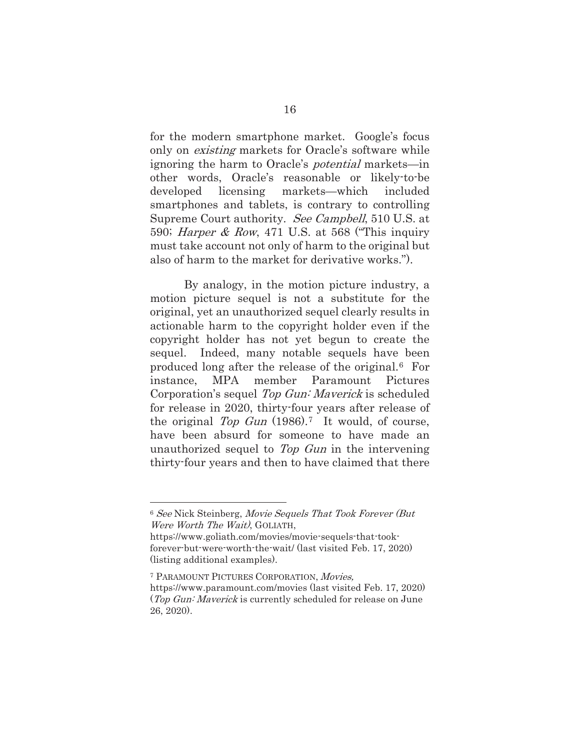for the modern smartphone market. Google's focus only on *existing* markets for Oracle's software while ignoring the harm to Oracle's *potential* markets—in other words, Oracle's reasonable or likely-to-be developed licensing markets—which included smartphones and tablets, is contrary to controlling Supreme Court authority. *See Campbell*, 510 U.S. at 590; *Harper & Row*, 471 U.S. at 568 ("This inquiry must take account not only of harm to the original but also of harm to the market for derivative works.").

By analogy, in the motion picture industry, a motion picture sequel is not a substitute for the original, yet an unauthorized sequel clearly results in actionable harm to the copyright holder even if the copyright holder has not yet begun to create the sequel. Indeed, many notable sequels have been produced long after the release of the original.[6] For instance, MPA member Paramount Pictures Corporation's sequel *Top Gun: Maverick* is scheduled for release in 2020, thirty-four years after release of the original *Top Gun* (1986).[7] It would, of course, have been absurd for someone to have made an unauthorized sequel to *Top Gun* in the intervening thirty-four years and then to have claimed that there

---

[6] *See* Nick Steinberg, *Movie Sequels That Took Forever (But Were Worth The Wait)*, GOLIATH, https://www.goliath.com/movies/movie-sequels-that-took-forever-but-were-worth-the-wait/ (last visited Feb. 17, 2020) (listing additional examples).

[7] PARAMOUNT PICTURES CORPORATION, *Movies,* https://www.paramount.com/movies (last visited Feb. 17, 2020) (*Top Gun: Maverick* is currently scheduled for release on June 26, 2020).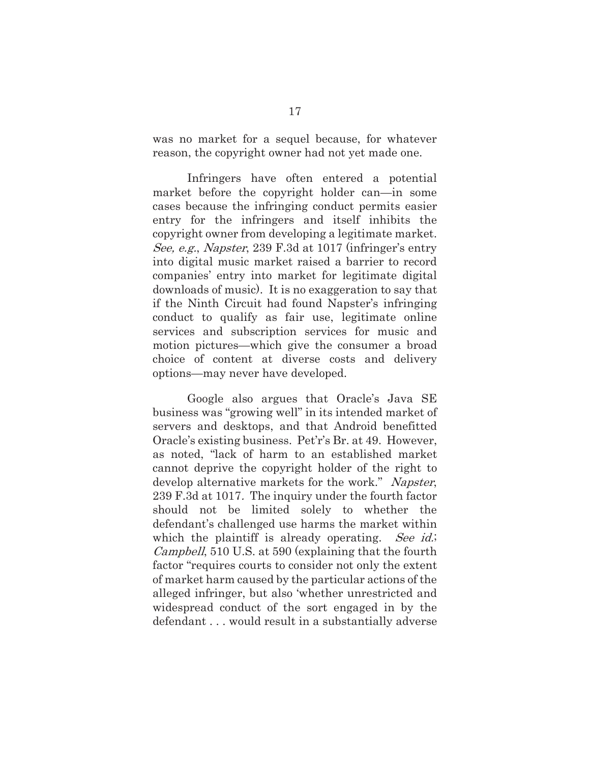was no market for a sequel because, for whatever reason, the copyright owner had not yet made one.

Infringers have often entered a potential market before the copyright holder can—in some cases because the infringing conduct permits easier entry for the infringers and itself inhibits the copyright owner from developing a legitimate market. *See, e.g.*, *Napster*, 239 F.3d at 1017 (infringer's entry into digital music market raised a barrier to record companies' entry into market for legitimate digital downloads of music). It is no exaggeration to say that if the Ninth Circuit had found Napster's infringing conduct to qualify as fair use, legitimate online services and subscription services for music and motion pictures—which give the consumer a broad choice of content at diverse costs and delivery options—may never have developed.

Google also argues that Oracle's Java SE business was "growing well" in its intended market of servers and desktops, and that Android benefitted Oracle's existing business. Pet'r's Br. at 49. However, as noted, "lack of harm to an established market cannot deprive the copyright holder of the right to develop alternative markets for the work." *Napster*, 239 F.3d at 1017. The inquiry under the fourth factor should not be limited solely to whether the defendant's challenged use harms the market within which the plaintiff is already operating. *See id.*; *Campbell*, 510 U.S. at 590 (explaining that the fourth factor "requires courts to consider not only the extent of market harm caused by the particular actions of the alleged infringer, but also 'whether unrestricted and widespread conduct of the sort engaged in by the defendant . . . would result in a substantially adverse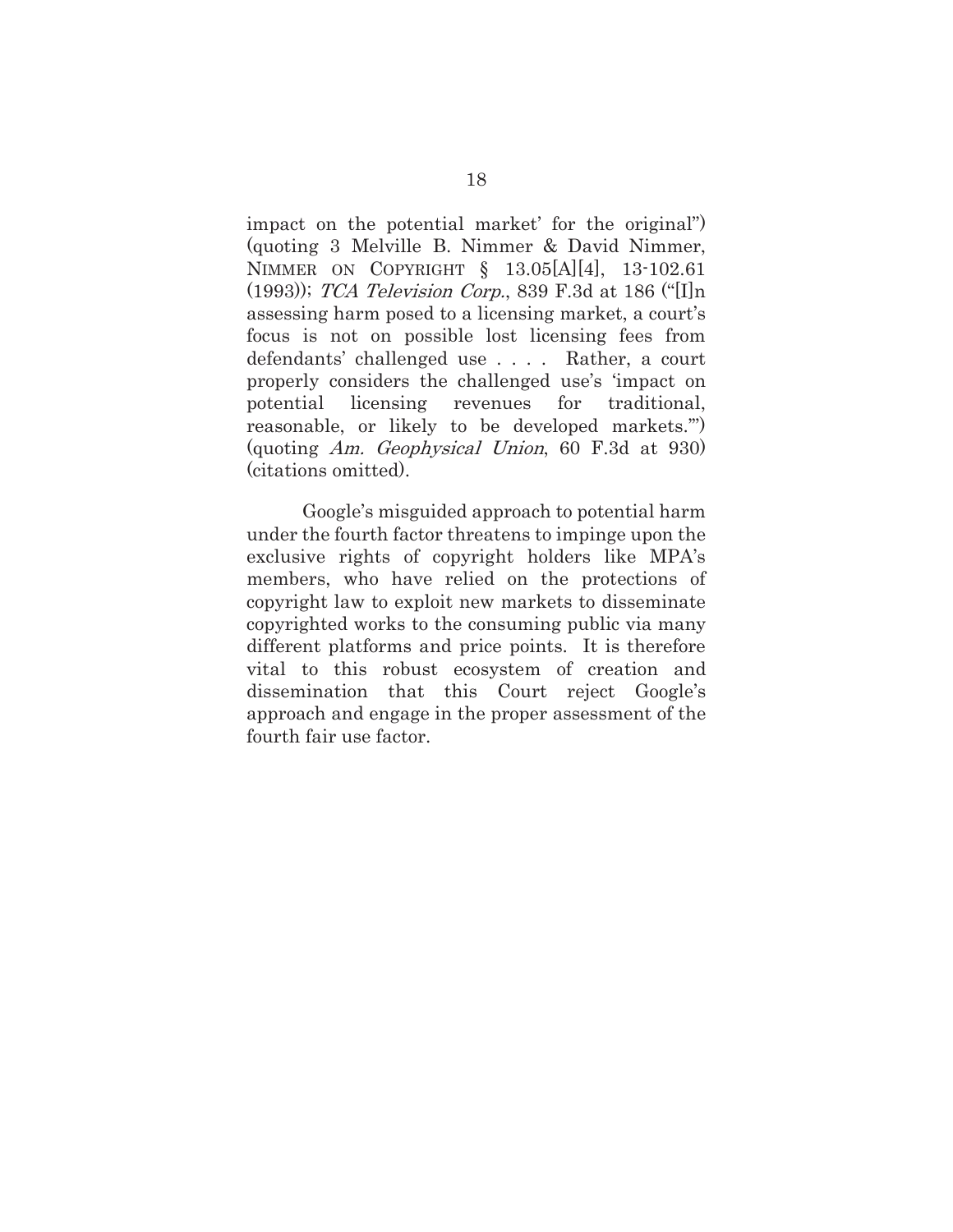impact on the potential market' for the original") (quoting 3 Melville B. Nimmer & David Nimmer, NIMMER ON COPYRIGHT § 13.05[A][4], 13-102.61 (1993)); *TCA Television Corp.*, 839 F.3d at 186 ("[I]n assessing harm posed to a licensing market, a court's focus is not on possible lost licensing fees from defendants' challenged use . . . . Rather, a court properly considers the challenged use's 'impact on potential licensing revenues for traditional, reasonable, or likely to be developed markets.'") (quoting *Am. Geophysical Union*, 60 F.3d at 930) (citations omitted).

Google's misguided approach to potential harm under the fourth factor threatens to impinge upon the exclusive rights of copyright holders like MPA's members, who have relied on the protections of copyright law to exploit new markets to disseminate copyrighted works to the consuming public via many different platforms and price points. It is therefore vital to this robust ecosystem of creation and dissemination that this Court reject Google's approach and engage in the proper assessment of the fourth fair use factor.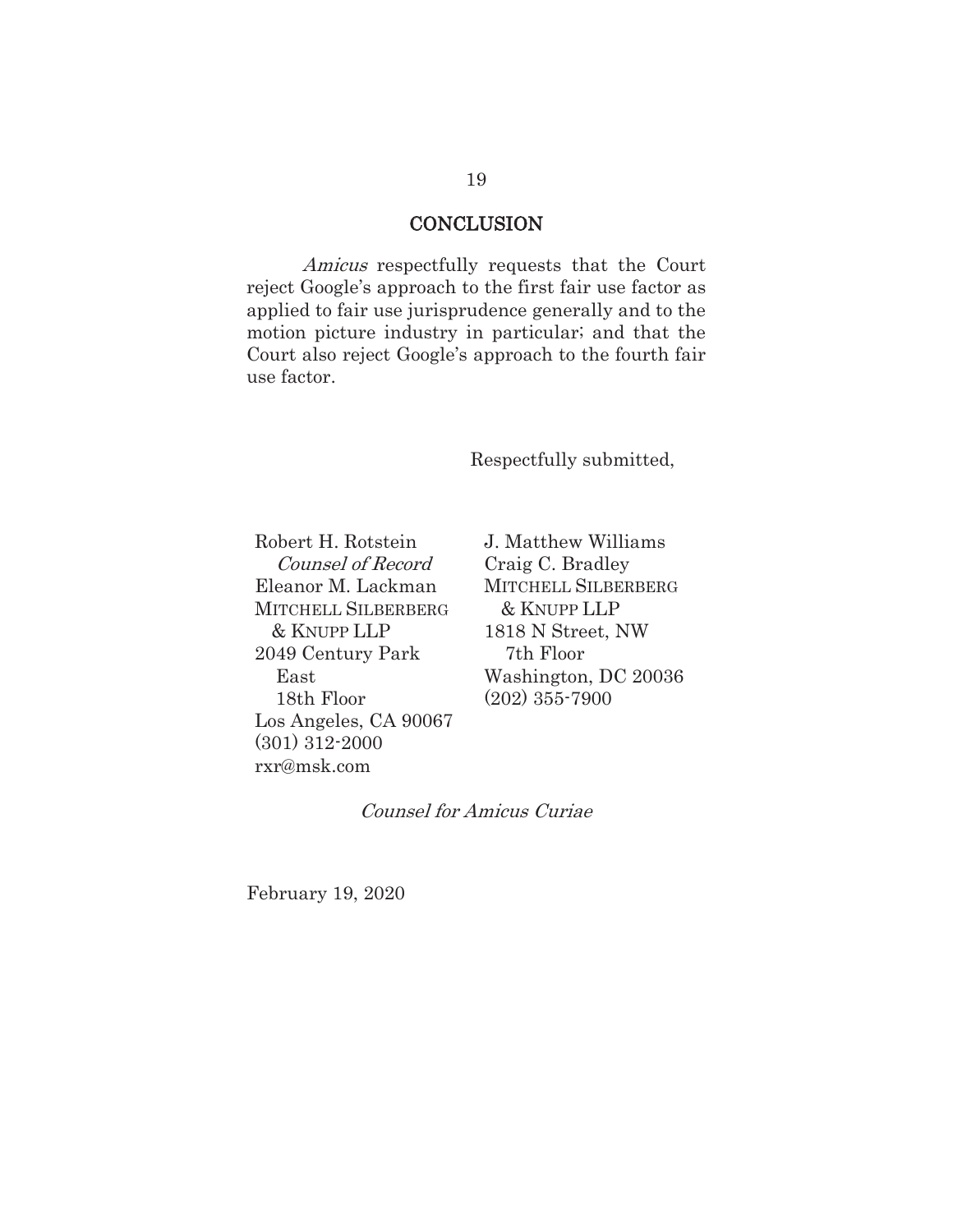## CONCLUSION

*Amicus* respectfully requests that the Court reject Google's approach to the first fair use factor as applied to fair use jurisprudence generally and to the motion picture industry in particular; and that the Court also reject Google's approach to the fourth fair use factor.

Respectfully submitted,

Robert H. Rotstein
*Counsel of Record*
Eleanor M. Lackman
MITCHELL SILBERBERG & KNUPP LLP
2049 Century Park East
18th Floor
Los Angeles, CA 90067
(301) 312-2000
rxr@msk.com

J. Matthew Williams
Craig C. Bradley
MITCHELL SILBERBERG & KNUPP LLP
1818 N Street, NW
7th Floor
Washington, DC 20036
(202) 355-7900

*Counsel for Amicus Curiae*

February 19, 2020